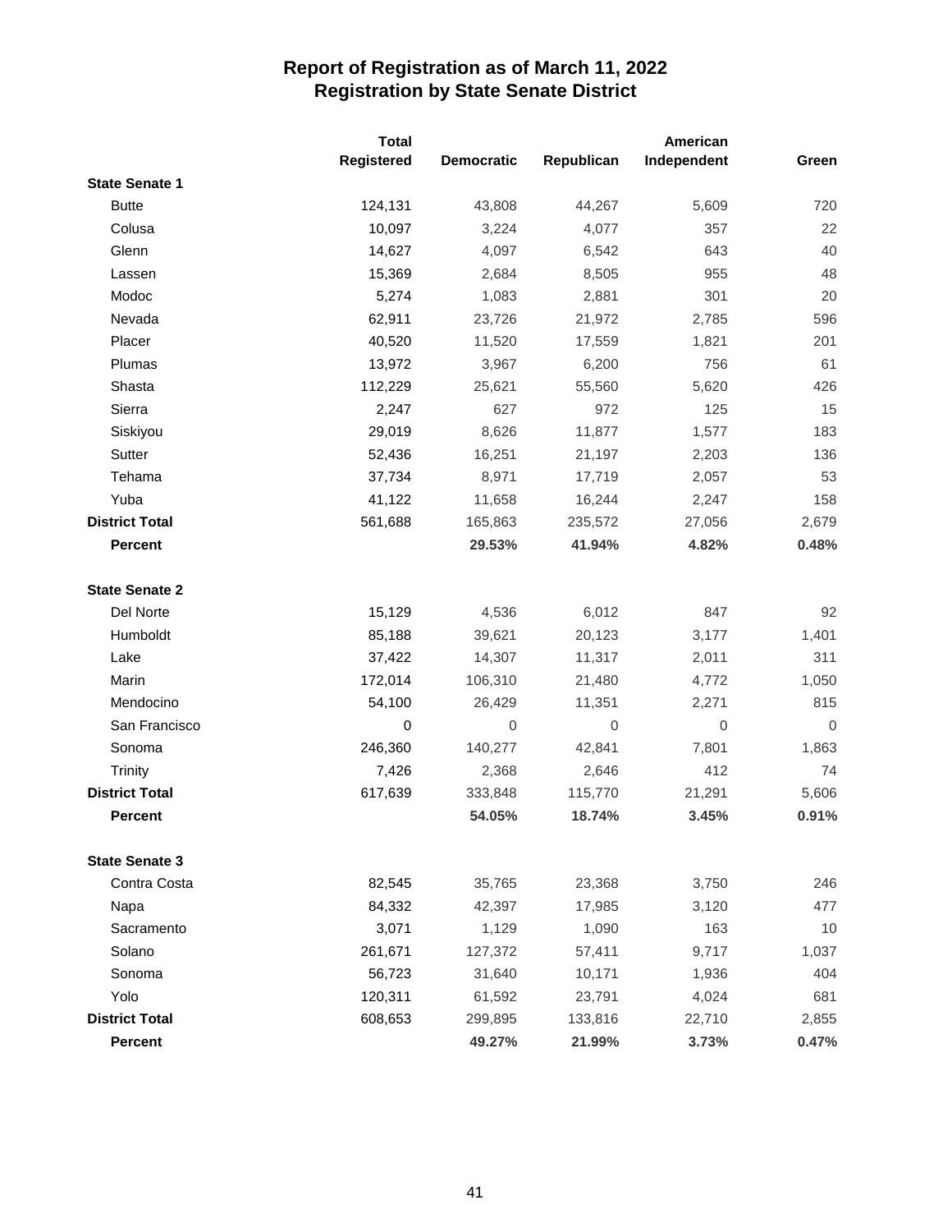# Report of Registration as of March 11, 2022
## Registration by State Senate District

| | Total Registered | Democratic | Republican | American Independent | Green |
|---|---|---|---|---|---|
| **State Senate 1** | | | | | |
| Butte | 124,131 | 43,808 | 44,267 | 5,609 | 720 |
| Colusa | 10,097 | 3,224 | 4,077 | 357 | 22 |
| Glenn | 14,627 | 4,097 | 6,542 | 643 | 40 |
| Lassen | 15,369 | 2,684 | 8,505 | 955 | 48 |
| Modoc | 5,274 | 1,083 | 2,881 | 301 | 20 |
| Nevada | 62,911 | 23,726 | 21,972 | 2,785 | 596 |
| Placer | 40,520 | 11,520 | 17,559 | 1,821 | 201 |
| Plumas | 13,972 | 3,967 | 6,200 | 756 | 61 |
| Shasta | 112,229 | 25,621 | 55,560 | 5,620 | 426 |
| Sierra | 2,247 | 627 | 972 | 125 | 15 |
| Siskiyou | 29,019 | 8,626 | 11,877 | 1,577 | 183 |
| Sutter | 52,436 | 16,251 | 21,197 | 2,203 | 136 |
| Tehama | 37,734 | 8,971 | 17,719 | 2,057 | 53 |
| Yuba | 41,122 | 11,658 | 16,244 | 2,247 | 158 |
| **District Total** | 561,688 | 165,863 | 235,572 | 27,056 | 2,679 |
| **Percent** | | **29.53%** | **41.94%** | **4.82%** | **0.48%** |
| **State Senate 2** | | | | | |
| Del Norte | 15,129 | 4,536 | 6,012 | 847 | 92 |
| Humboldt | 85,188 | 39,621 | 20,123 | 3,177 | 1,401 |
| Lake | 37,422 | 14,307 | 11,317 | 2,011 | 311 |
| Marin | 172,014 | 106,310 | 21,480 | 4,772 | 1,050 |
| Mendocino | 54,100 | 26,429 | 11,351 | 2,271 | 815 |
| San Francisco | 0 | 0 | 0 | 0 | 0 |
| Sonoma | 246,360 | 140,277 | 42,841 | 7,801 | 1,863 |
| Trinity | 7,426 | 2,368 | 2,646 | 412 | 74 |
| **District Total** | 617,639 | 333,848 | 115,770 | 21,291 | 5,606 |
| **Percent** | | **54.05%** | **18.74%** | **3.45%** | **0.91%** |
| **State Senate 3** | | | | | |
| Contra Costa | 82,545 | 35,765 | 23,368 | 3,750 | 246 |
| Napa | 84,332 | 42,397 | 17,985 | 3,120 | 477 |
| Sacramento | 3,071 | 1,129 | 1,090 | 163 | 10 |
| Solano | 261,671 | 127,372 | 57,411 | 9,717 | 1,037 |
| Sonoma | 56,723 | 31,640 | 10,171 | 1,936 | 404 |
| Yolo | 120,311 | 61,592 | 23,791 | 4,024 | 681 |
| **District Total** | 608,653 | 299,895 | 133,816 | 22,710 | 2,855 |
| **Percent** | | **49.27%** | **21.99%** | **3.73%** | **0.47%** |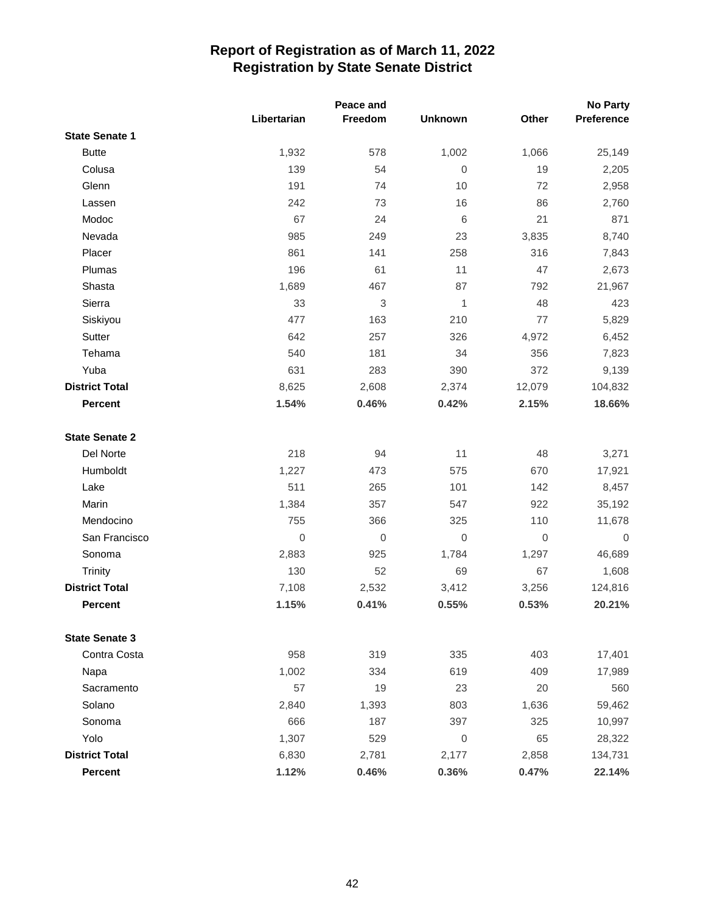# Report of Registration as of March 11, 2022
## Registration by State Senate District

| | Libertarian | Peace and Freedom | Unknown | Other | No Party Preference |
|---|---|---|---|---|---|
| **State Senate 1** | | | | | |
| Butte | 1,932 | 578 | 1,002 | 1,066 | 25,149 |
| Colusa | 139 | 54 | 0 | 19 | 2,205 |
| Glenn | 191 | 74 | 10 | 72 | 2,958 |
| Lassen | 242 | 73 | 16 | 86 | 2,760 |
| Modoc | 67 | 24 | 6 | 21 | 871 |
| Nevada | 985 | 249 | 23 | 3,835 | 8,740 |
| Placer | 861 | 141 | 258 | 316 | 7,843 |
| Plumas | 196 | 61 | 11 | 47 | 2,673 |
| Shasta | 1,689 | 467 | 87 | 792 | 21,967 |
| Sierra | 33 | 3 | 1 | 48 | 423 |
| Siskiyou | 477 | 163 | 210 | 77 | 5,829 |
| Sutter | 642 | 257 | 326 | 4,972 | 6,452 |
| Tehama | 540 | 181 | 34 | 356 | 7,823 |
| Yuba | 631 | 283 | 390 | 372 | 9,139 |
| **District Total** | 8,625 | 2,608 | 2,374 | 12,079 | 104,832 |
| **Percent** | **1.54%** | **0.46%** | **0.42%** | **2.15%** | **18.66%** |
| **State Senate 2** | | | | | |
| Del Norte | 218 | 94 | 11 | 48 | 3,271 |
| Humboldt | 1,227 | 473 | 575 | 670 | 17,921 |
| Lake | 511 | 265 | 101 | 142 | 8,457 |
| Marin | 1,384 | 357 | 547 | 922 | 35,192 |
| Mendocino | 755 | 366 | 325 | 110 | 11,678 |
| San Francisco | 0 | 0 | 0 | 0 | 0 |
| Sonoma | 2,883 | 925 | 1,784 | 1,297 | 46,689 |
| Trinity | 130 | 52 | 69 | 67 | 1,608 |
| **District Total** | 7,108 | 2,532 | 3,412 | 3,256 | 124,816 |
| **Percent** | **1.15%** | **0.41%** | **0.55%** | **0.53%** | **20.21%** |
| **State Senate 3** | | | | | |
| Contra Costa | 958 | 319 | 335 | 403 | 17,401 |
| Napa | 1,002 | 334 | 619 | 409 | 17,989 |
| Sacramento | 57 | 19 | 23 | 20 | 560 |
| Solano | 2,840 | 1,393 | 803 | 1,636 | 59,462 |
| Sonoma | 666 | 187 | 397 | 325 | 10,997 |
| Yolo | 1,307 | 529 | 0 | 65 | 28,322 |
| **District Total** | 6,830 | 2,781 | 2,177 | 2,858 | 134,731 |
| **Percent** | **1.12%** | **0.46%** | **0.36%** | **0.47%** | **22.14%** |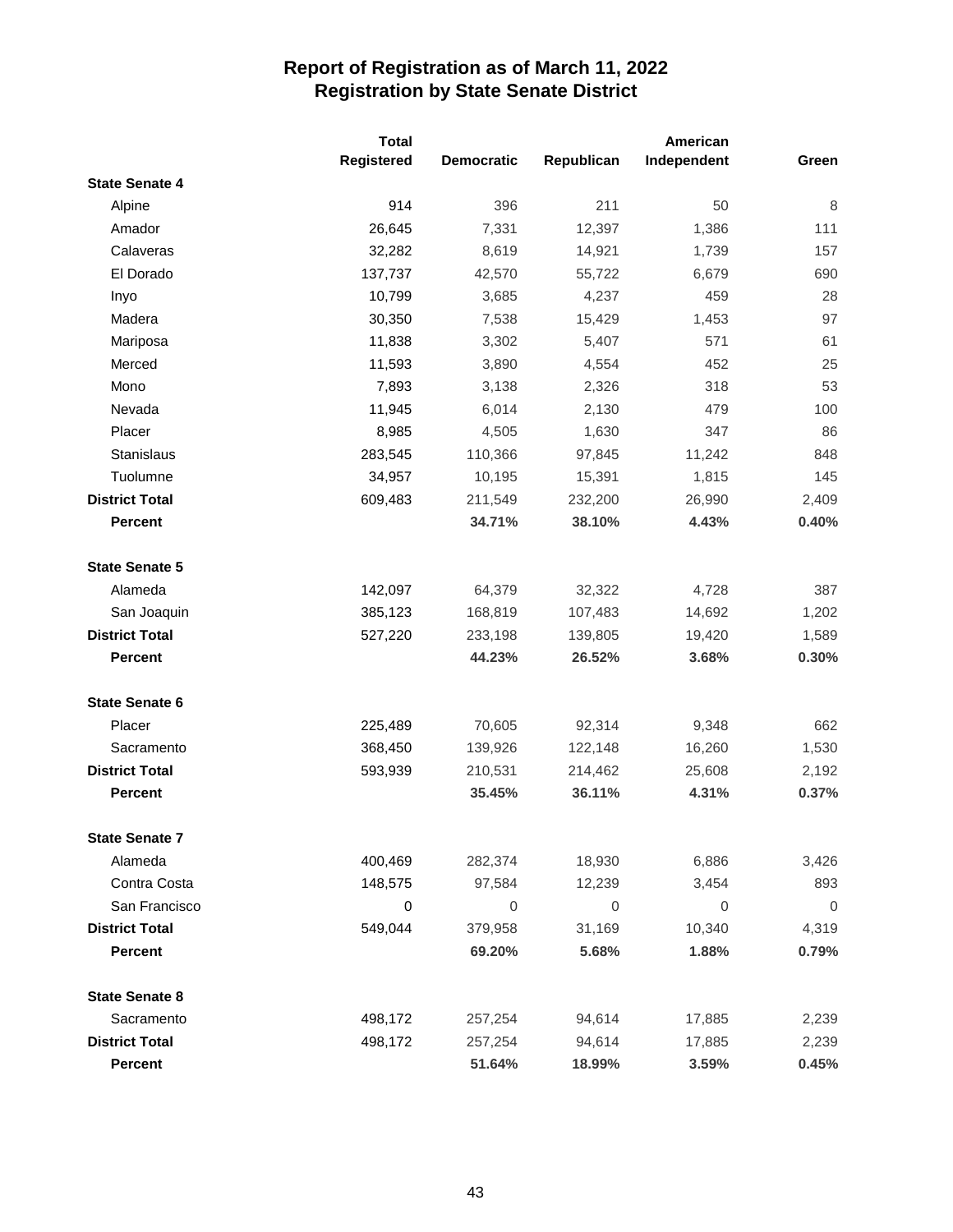# Report of Registration as of March 11, 2022
## Registration by State Senate District

| | Total Registered | Democratic | Republican | American Independent | Green |
|---|---|---|---|---|---|
| **State Senate 4** | | | | | |
| Alpine | 914 | 396 | 211 | 50 | 8 |
| Amador | 26,645 | 7,331 | 12,397 | 1,386 | 111 |
| Calaveras | 32,282 | 8,619 | 14,921 | 1,739 | 157 |
| El Dorado | 137,737 | 42,570 | 55,722 | 6,679 | 690 |
| Inyo | 10,799 | 3,685 | 4,237 | 459 | 28 |
| Madera | 30,350 | 7,538 | 15,429 | 1,453 | 97 |
| Mariposa | 11,838 | 3,302 | 5,407 | 571 | 61 |
| Merced | 11,593 | 3,890 | 4,554 | 452 | 25 |
| Mono | 7,893 | 3,138 | 2,326 | 318 | 53 |
| Nevada | 11,945 | 6,014 | 2,130 | 479 | 100 |
| Placer | 8,985 | 4,505 | 1,630 | 347 | 86 |
| Stanislaus | 283,545 | 110,366 | 97,845 | 11,242 | 848 |
| Tuolumne | 34,957 | 10,195 | 15,391 | 1,815 | 145 |
| **District Total** | 609,483 | 211,549 | 232,200 | 26,990 | 2,409 |
| **Percent** | | **34.71%** | **38.10%** | **4.43%** | **0.40%** |
| **State Senate 5** | | | | | |
| Alameda | 142,097 | 64,379 | 32,322 | 4,728 | 387 |
| San Joaquin | 385,123 | 168,819 | 107,483 | 14,692 | 1,202 |
| **District Total** | 527,220 | 233,198 | 139,805 | 19,420 | 1,589 |
| **Percent** | | **44.23%** | **26.52%** | **3.68%** | **0.30%** |
| **State Senate 6** | | | | | |
| Placer | 225,489 | 70,605 | 92,314 | 9,348 | 662 |
| Sacramento | 368,450 | 139,926 | 122,148 | 16,260 | 1,530 |
| **District Total** | 593,939 | 210,531 | 214,462 | 25,608 | 2,192 |
| **Percent** | | **35.45%** | **36.11%** | **4.31%** | **0.37%** |
| **State Senate 7** | | | | | |
| Alameda | 400,469 | 282,374 | 18,930 | 6,886 | 3,426 |
| Contra Costa | 148,575 | 97,584 | 12,239 | 3,454 | 893 |
| San Francisco | 0 | 0 | 0 | 0 | 0 |
| **District Total** | 549,044 | 379,958 | 31,169 | 10,340 | 4,319 |
| **Percent** | | **69.20%** | **5.68%** | **1.88%** | **0.79%** |
| **State Senate 8** | | | | | |
| Sacramento | 498,172 | 257,254 | 94,614 | 17,885 | 2,239 |
| **District Total** | 498,172 | 257,254 | 94,614 | 17,885 | 2,239 |
| **Percent** | | **51.64%** | **18.99%** | **3.59%** | **0.45%** |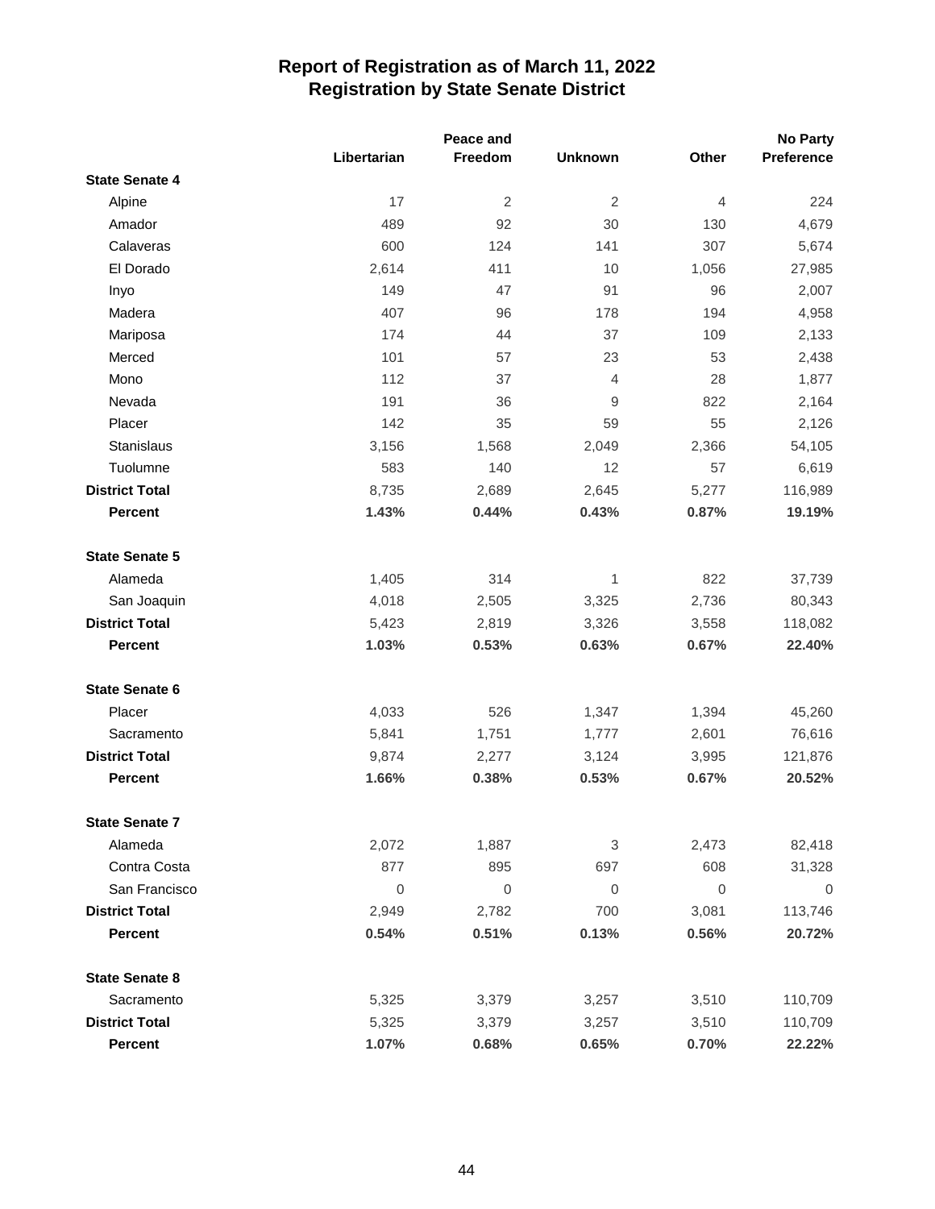# Report of Registration as of March 11, 2022
## Registration by State Senate District

| | Libertarian | Peace and Freedom | Unknown | Other | No Party Preference |
|---|---|---|---|---|---|
| **State Senate 4** | | | | | |
| Alpine | 17 | 2 | 2 | 4 | 224 |
| Amador | 489 | 92 | 30 | 130 | 4,679 |
| Calaveras | 600 | 124 | 141 | 307 | 5,674 |
| El Dorado | 2,614 | 411 | 10 | 1,056 | 27,985 |
| Inyo | 149 | 47 | 91 | 96 | 2,007 |
| Madera | 407 | 96 | 178 | 194 | 4,958 |
| Mariposa | 174 | 44 | 37 | 109 | 2,133 |
| Merced | 101 | 57 | 23 | 53 | 2,438 |
| Mono | 112 | 37 | 4 | 28 | 1,877 |
| Nevada | 191 | 36 | 9 | 822 | 2,164 |
| Placer | 142 | 35 | 59 | 55 | 2,126 |
| Stanislaus | 3,156 | 1,568 | 2,049 | 2,366 | 54,105 |
| Tuolumne | 583 | 140 | 12 | 57 | 6,619 |
| **District Total** | 8,735 | 2,689 | 2,645 | 5,277 | 116,989 |
| **Percent** | **1.43%** | **0.44%** | **0.43%** | **0.87%** | **19.19%** |
| **State Senate 5** | | | | | |
| Alameda | 1,405 | 314 | 1 | 822 | 37,739 |
| San Joaquin | 4,018 | 2,505 | 3,325 | 2,736 | 80,343 |
| **District Total** | 5,423 | 2,819 | 3,326 | 3,558 | 118,082 |
| **Percent** | **1.03%** | **0.53%** | **0.63%** | **0.67%** | **22.40%** |
| **State Senate 6** | | | | | |
| Placer | 4,033 | 526 | 1,347 | 1,394 | 45,260 |
| Sacramento | 5,841 | 1,751 | 1,777 | 2,601 | 76,616 |
| **District Total** | 9,874 | 2,277 | 3,124 | 3,995 | 121,876 |
| **Percent** | **1.66%** | **0.38%** | **0.53%** | **0.67%** | **20.52%** |
| **State Senate 7** | | | | | |
| Alameda | 2,072 | 1,887 | 3 | 2,473 | 82,418 |
| Contra Costa | 877 | 895 | 697 | 608 | 31,328 |
| San Francisco | 0 | 0 | 0 | 0 | 0 |
| **District Total** | 2,949 | 2,782 | 700 | 3,081 | 113,746 |
| **Percent** | **0.54%** | **0.51%** | **0.13%** | **0.56%** | **20.72%** |
| **State Senate 8** | | | | | |
| Sacramento | 5,325 | 3,379 | 3,257 | 3,510 | 110,709 |
| **District Total** | 5,325 | 3,379 | 3,257 | 3,510 | 110,709 |
| **Percent** | **1.07%** | **0.68%** | **0.65%** | **0.70%** | **22.22%** |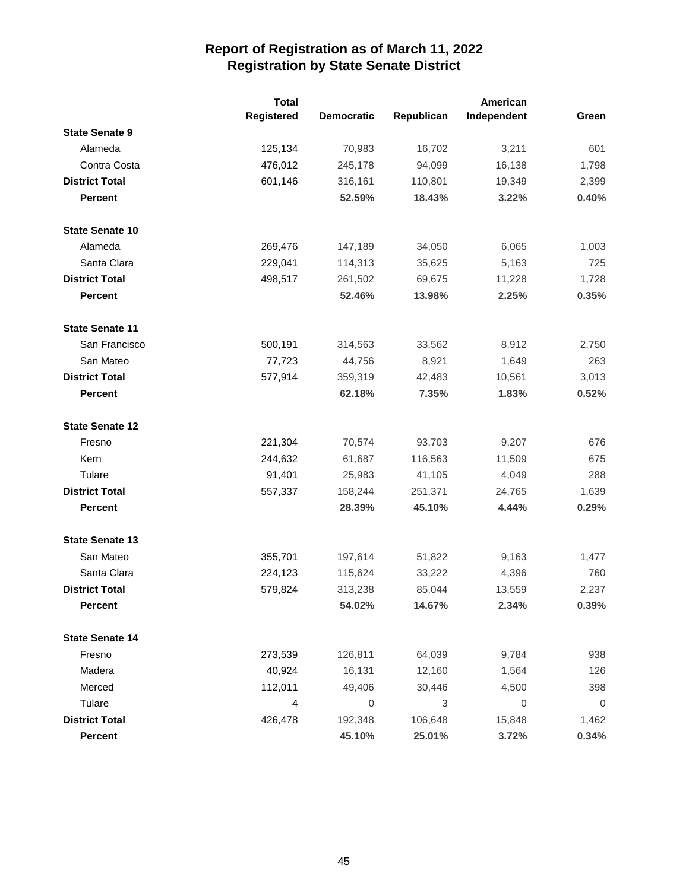# Report of Registration as of March 11, 2022
## Registration by State Senate District

| | Total Registered | Democratic | Republican | American Independent | Green |
|---|---|---|---|---|---|
| **State Senate 9** | | | | | |
| Alameda | 125,134 | 70,983 | 16,702 | 3,211 | 601 |
| Contra Costa | 476,012 | 245,178 | 94,099 | 16,138 | 1,798 |
| **District Total** | 601,146 | 316,161 | 110,801 | 19,349 | 2,399 |
| **Percent** | | **52.59%** | **18.43%** | **3.22%** | **0.40%** |
| **State Senate 10** | | | | | |
| Alameda | 269,476 | 147,189 | 34,050 | 6,065 | 1,003 |
| Santa Clara | 229,041 | 114,313 | 35,625 | 5,163 | 725 |
| **District Total** | 498,517 | 261,502 | 69,675 | 11,228 | 1,728 |
| **Percent** | | **52.46%** | **13.98%** | **2.25%** | **0.35%** |
| **State Senate 11** | | | | | |
| San Francisco | 500,191 | 314,563 | 33,562 | 8,912 | 2,750 |
| San Mateo | 77,723 | 44,756 | 8,921 | 1,649 | 263 |
| **District Total** | 577,914 | 359,319 | 42,483 | 10,561 | 3,013 |
| **Percent** | | **62.18%** | **7.35%** | **1.83%** | **0.52%** |
| **State Senate 12** | | | | | |
| Fresno | 221,304 | 70,574 | 93,703 | 9,207 | 676 |
| Kern | 244,632 | 61,687 | 116,563 | 11,509 | 675 |
| Tulare | 91,401 | 25,983 | 41,105 | 4,049 | 288 |
| **District Total** | 557,337 | 158,244 | 251,371 | 24,765 | 1,639 |
| **Percent** | | **28.39%** | **45.10%** | **4.44%** | **0.29%** |
| **State Senate 13** | | | | | |
| San Mateo | 355,701 | 197,614 | 51,822 | 9,163 | 1,477 |
| Santa Clara | 224,123 | 115,624 | 33,222 | 4,396 | 760 |
| **District Total** | 579,824 | 313,238 | 85,044 | 13,559 | 2,237 |
| **Percent** | | **54.02%** | **14.67%** | **2.34%** | **0.39%** |
| **State Senate 14** | | | | | |
| Fresno | 273,539 | 126,811 | 64,039 | 9,784 | 938 |
| Madera | 40,924 | 16,131 | 12,160 | 1,564 | 126 |
| Merced | 112,011 | 49,406 | 30,446 | 4,500 | 398 |
| Tulare | 4 | 0 | 3 | 0 | 0 |
| **District Total** | 426,478 | 192,348 | 106,648 | 15,848 | 1,462 |
| **Percent** | | **45.10%** | **25.01%** | **3.72%** | **0.34%** |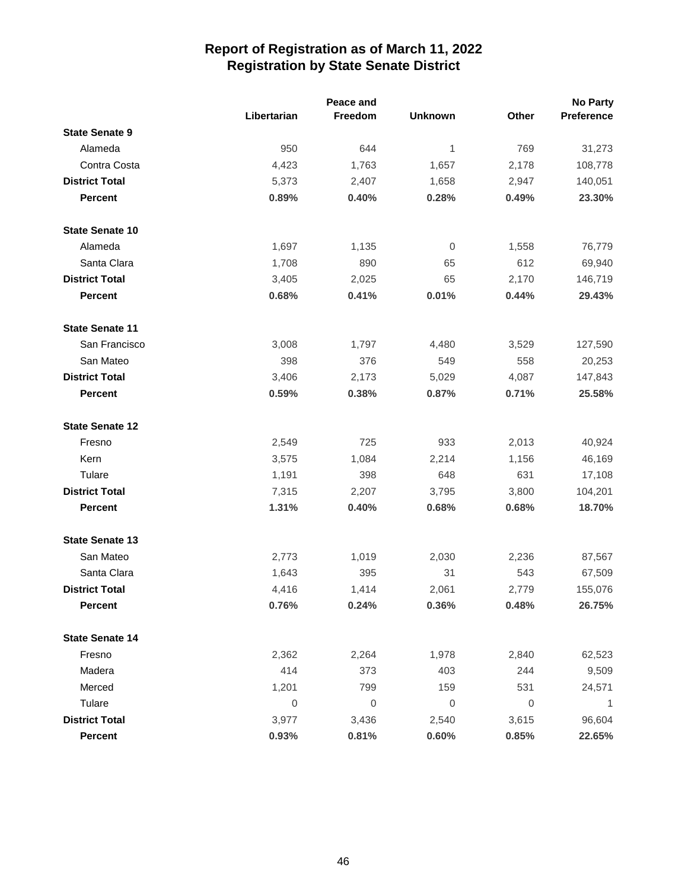# Report of Registration as of March 11, 2022
## Registration by State Senate District

| | Libertarian | Peace and Freedom | Unknown | Other | No Party Preference |
|---|---|---|---|---|---|
| **State Senate 9** | | | | | |
| Alameda | 950 | 644 | 1 | 769 | 31,273 |
| Contra Costa | 4,423 | 1,763 | 1,657 | 2,178 | 108,778 |
| **District Total** | 5,373 | 2,407 | 1,658 | 2,947 | 140,051 |
| **Percent** | **0.89%** | **0.40%** | **0.28%** | **0.49%** | **23.30%** |
| **State Senate 10** | | | | | |
| Alameda | 1,697 | 1,135 | 0 | 1,558 | 76,779 |
| Santa Clara | 1,708 | 890 | 65 | 612 | 69,940 |
| **District Total** | 3,405 | 2,025 | 65 | 2,170 | 146,719 |
| **Percent** | **0.68%** | **0.41%** | **0.01%** | **0.44%** | **29.43%** |
| **State Senate 11** | | | | | |
| San Francisco | 3,008 | 1,797 | 4,480 | 3,529 | 127,590 |
| San Mateo | 398 | 376 | 549 | 558 | 20,253 |
| **District Total** | 3,406 | 2,173 | 5,029 | 4,087 | 147,843 |
| **Percent** | **0.59%** | **0.38%** | **0.87%** | **0.71%** | **25.58%** |
| **State Senate 12** | | | | | |
| Fresno | 2,549 | 725 | 933 | 2,013 | 40,924 |
| Kern | 3,575 | 1,084 | 2,214 | 1,156 | 46,169 |
| Tulare | 1,191 | 398 | 648 | 631 | 17,108 |
| **District Total** | 7,315 | 2,207 | 3,795 | 3,800 | 104,201 |
| **Percent** | **1.31%** | **0.40%** | **0.68%** | **0.68%** | **18.70%** |
| **State Senate 13** | | | | | |
| San Mateo | 2,773 | 1,019 | 2,030 | 2,236 | 87,567 |
| Santa Clara | 1,643 | 395 | 31 | 543 | 67,509 |
| **District Total** | 4,416 | 1,414 | 2,061 | 2,779 | 155,076 |
| **Percent** | **0.76%** | **0.24%** | **0.36%** | **0.48%** | **26.75%** |
| **State Senate 14** | | | | | |
| Fresno | 2,362 | 2,264 | 1,978 | 2,840 | 62,523 |
| Madera | 414 | 373 | 403 | 244 | 9,509 |
| Merced | 1,201 | 799 | 159 | 531 | 24,571 |
| Tulare | 0 | 0 | 0 | 0 | 1 |
| **District Total** | 3,977 | 3,436 | 2,540 | 3,615 | 96,604 |
| **Percent** | **0.93%** | **0.81%** | **0.60%** | **0.85%** | **22.65%** |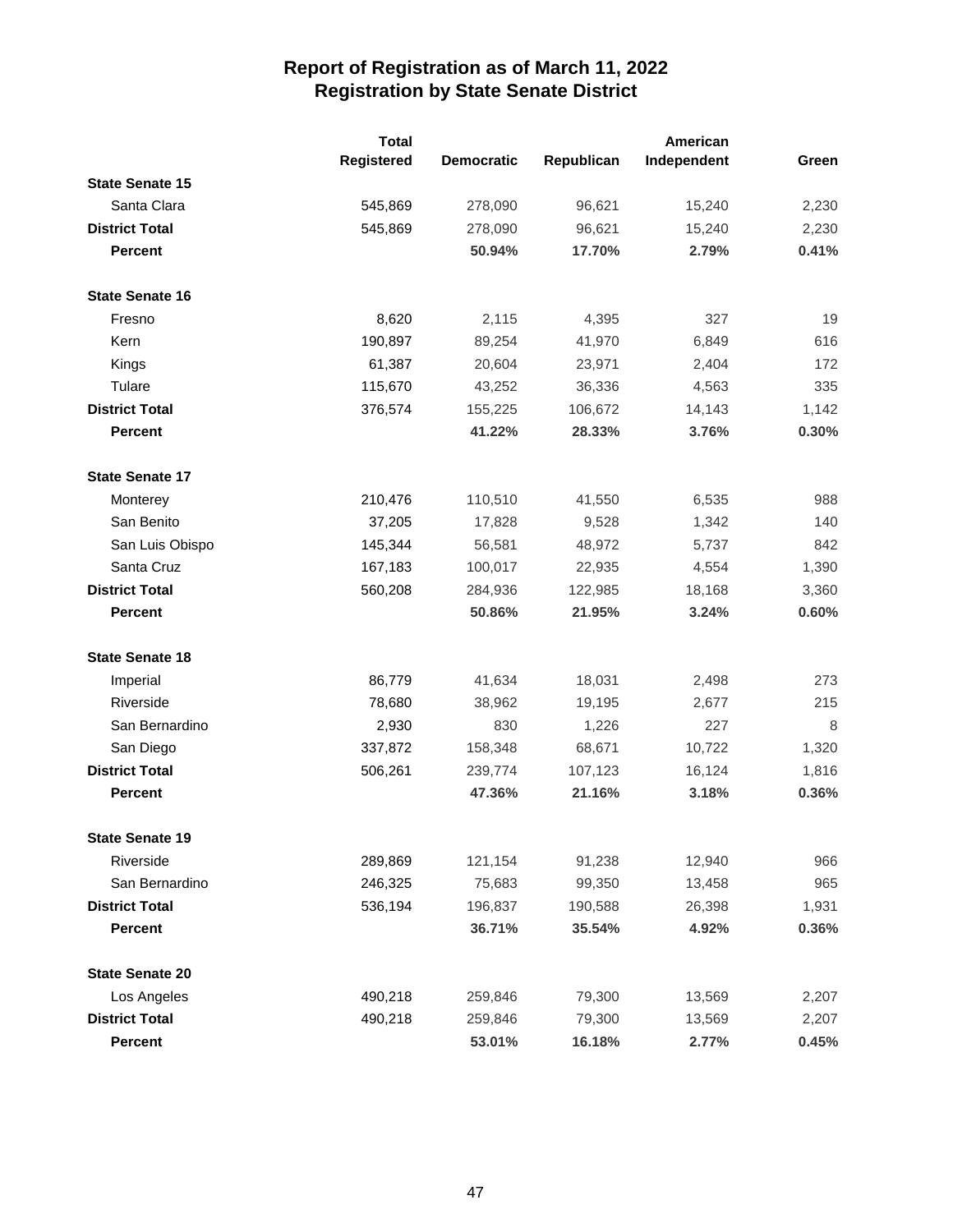# Report of Registration as of March 11, 2022
## Registration by State Senate District

| | Total Registered | Democratic | Republican | American Independent | Green |
|---|---|---|---|---|---|
| **State Senate 15** | | | | | |
| Santa Clara | 545,869 | 278,090 | 96,621 | 15,240 | 2,230 |
| **District Total** | 545,869 | 278,090 | 96,621 | 15,240 | 2,230 |
| **Percent** | | **50.94%** | **17.70%** | **2.79%** | **0.41%** |
| **State Senate 16** | | | | | |
| Fresno | 8,620 | 2,115 | 4,395 | 327 | 19 |
| Kern | 190,897 | 89,254 | 41,970 | 6,849 | 616 |
| Kings | 61,387 | 20,604 | 23,971 | 2,404 | 172 |
| Tulare | 115,670 | 43,252 | 36,336 | 4,563 | 335 |
| **District Total** | 376,574 | 155,225 | 106,672 | 14,143 | 1,142 |
| **Percent** | | **41.22%** | **28.33%** | **3.76%** | **0.30%** |
| **State Senate 17** | | | | | |
| Monterey | 210,476 | 110,510 | 41,550 | 6,535 | 988 |
| San Benito | 37,205 | 17,828 | 9,528 | 1,342 | 140 |
| San Luis Obispo | 145,344 | 56,581 | 48,972 | 5,737 | 842 |
| Santa Cruz | 167,183 | 100,017 | 22,935 | 4,554 | 1,390 |
| **District Total** | 560,208 | 284,936 | 122,985 | 18,168 | 3,360 |
| **Percent** | | **50.86%** | **21.95%** | **3.24%** | **0.60%** |
| **State Senate 18** | | | | | |
| Imperial | 86,779 | 41,634 | 18,031 | 2,498 | 273 |
| Riverside | 78,680 | 38,962 | 19,195 | 2,677 | 215 |
| San Bernardino | 2,930 | 830 | 1,226 | 227 | 8 |
| San Diego | 337,872 | 158,348 | 68,671 | 10,722 | 1,320 |
| **District Total** | 506,261 | 239,774 | 107,123 | 16,124 | 1,816 |
| **Percent** | | **47.36%** | **21.16%** | **3.18%** | **0.36%** |
| **State Senate 19** | | | | | |
| Riverside | 289,869 | 121,154 | 91,238 | 12,940 | 966 |
| San Bernardino | 246,325 | 75,683 | 99,350 | 13,458 | 965 |
| **District Total** | 536,194 | 196,837 | 190,588 | 26,398 | 1,931 |
| **Percent** | | **36.71%** | **35.54%** | **4.92%** | **0.36%** |
| **State Senate 20** | | | | | |
| Los Angeles | 490,218 | 259,846 | 79,300 | 13,569 | 2,207 |
| **District Total** | 490,218 | 259,846 | 79,300 | 13,569 | 2,207 |
| **Percent** | | **53.01%** | **16.18%** | **2.77%** | **0.45%** |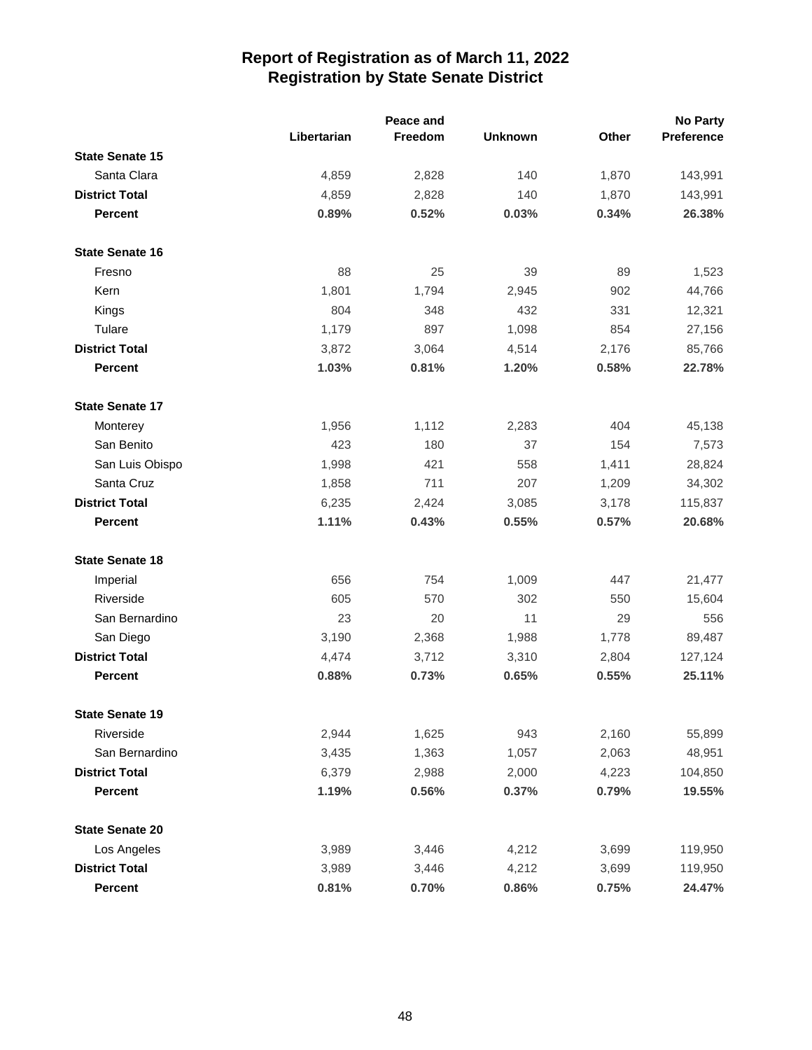# Report of Registration as of March 11, 2022
## Registration by State Senate District

| | Libertarian | Peace and Freedom | Unknown | Other | No Party Preference |
|---|---|---|---|---|---|
| **State Senate 15** | | | | | |
| Santa Clara | 4,859 | 2,828 | 140 | 1,870 | 143,991 |
| **District Total** | 4,859 | 2,828 | 140 | 1,870 | 143,991 |
| **Percent** | **0.89%** | **0.52%** | **0.03%** | **0.34%** | **26.38%** |
| **State Senate 16** | | | | | |
| Fresno | 88 | 25 | 39 | 89 | 1,523 |
| Kern | 1,801 | 1,794 | 2,945 | 902 | 44,766 |
| Kings | 804 | 348 | 432 | 331 | 12,321 |
| Tulare | 1,179 | 897 | 1,098 | 854 | 27,156 |
| **District Total** | 3,872 | 3,064 | 4,514 | 2,176 | 85,766 |
| **Percent** | **1.03%** | **0.81%** | **1.20%** | **0.58%** | **22.78%** |
| **State Senate 17** | | | | | |
| Monterey | 1,956 | 1,112 | 2,283 | 404 | 45,138 |
| San Benito | 423 | 180 | 37 | 154 | 7,573 |
| San Luis Obispo | 1,998 | 421 | 558 | 1,411 | 28,824 |
| Santa Cruz | 1,858 | 711 | 207 | 1,209 | 34,302 |
| **District Total** | 6,235 | 2,424 | 3,085 | 3,178 | 115,837 |
| **Percent** | **1.11%** | **0.43%** | **0.55%** | **0.57%** | **20.68%** |
| **State Senate 18** | | | | | |
| Imperial | 656 | 754 | 1,009 | 447 | 21,477 |
| Riverside | 605 | 570 | 302 | 550 | 15,604 |
| San Bernardino | 23 | 20 | 11 | 29 | 556 |
| San Diego | 3,190 | 2,368 | 1,988 | 1,778 | 89,487 |
| **District Total** | 4,474 | 3,712 | 3,310 | 2,804 | 127,124 |
| **Percent** | **0.88%** | **0.73%** | **0.65%** | **0.55%** | **25.11%** |
| **State Senate 19** | | | | | |
| Riverside | 2,944 | 1,625 | 943 | 2,160 | 55,899 |
| San Bernardino | 3,435 | 1,363 | 1,057 | 2,063 | 48,951 |
| **District Total** | 6,379 | 2,988 | 2,000 | 4,223 | 104,850 |
| **Percent** | **1.19%** | **0.56%** | **0.37%** | **0.79%** | **19.55%** |
| **State Senate 20** | | | | | |
| Los Angeles | 3,989 | 3,446 | 4,212 | 3,699 | 119,950 |
| **District Total** | 3,989 | 3,446 | 4,212 | 3,699 | 119,950 |
| **Percent** | **0.81%** | **0.70%** | **0.86%** | **0.75%** | **24.47%** |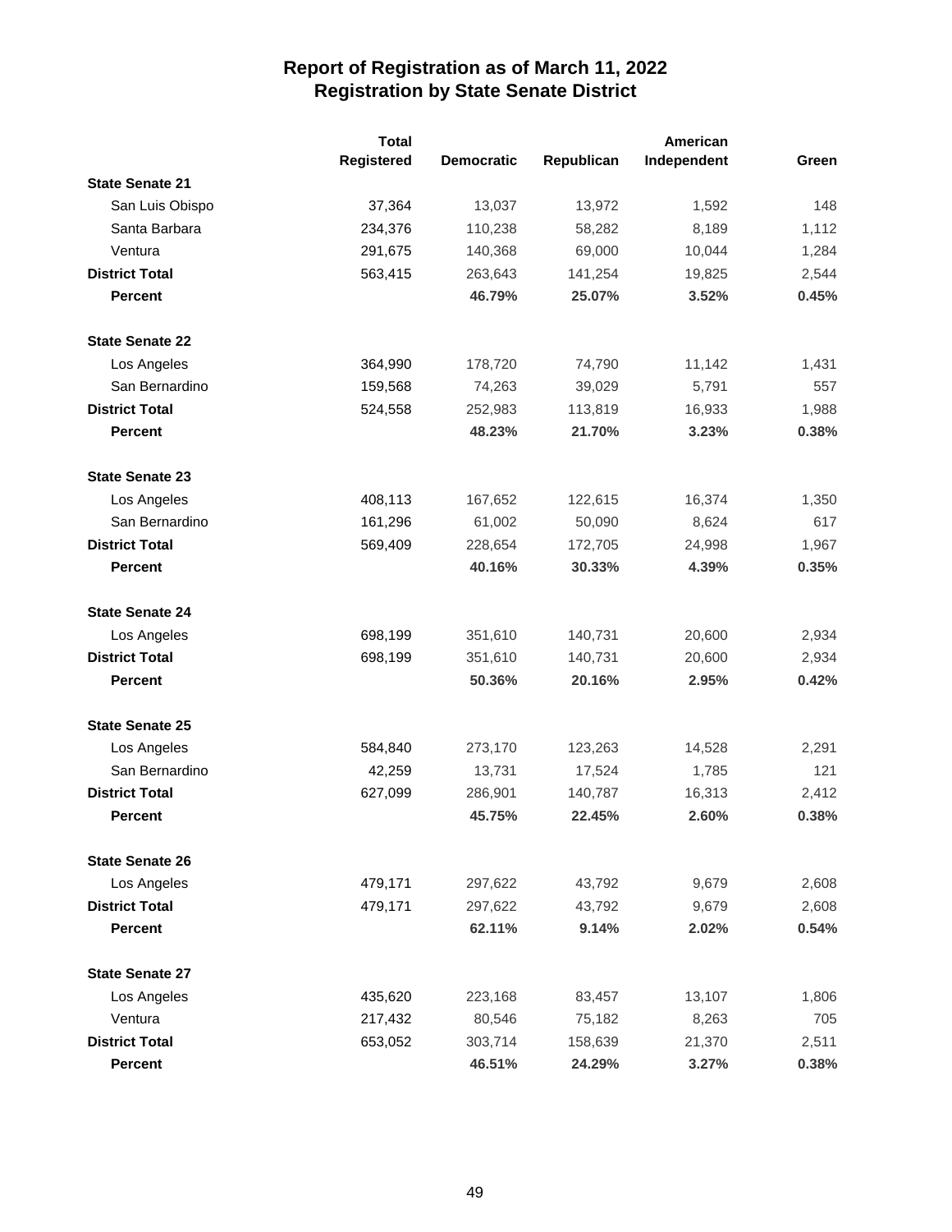# Report of Registration as of March 11, 2022
## Registration by State Senate District

| | Total Registered | Democratic | Republican | American Independent | Green |
|---|---|---|---|---|---|
| **State Senate 21** | | | | | |
| San Luis Obispo | 37,364 | 13,037 | 13,972 | 1,592 | 148 |
| Santa Barbara | 234,376 | 110,238 | 58,282 | 8,189 | 1,112 |
| Ventura | 291,675 | 140,368 | 69,000 | 10,044 | 1,284 |
| **District Total** | 563,415 | 263,643 | 141,254 | 19,825 | 2,544 |
| **Percent** | | **46.79%** | **25.07%** | **3.52%** | **0.45%** |
| **State Senate 22** | | | | | |
| Los Angeles | 364,990 | 178,720 | 74,790 | 11,142 | 1,431 |
| San Bernardino | 159,568 | 74,263 | 39,029 | 5,791 | 557 |
| **District Total** | 524,558 | 252,983 | 113,819 | 16,933 | 1,988 |
| **Percent** | | **48.23%** | **21.70%** | **3.23%** | **0.38%** |
| **State Senate 23** | | | | | |
| Los Angeles | 408,113 | 167,652 | 122,615 | 16,374 | 1,350 |
| San Bernardino | 161,296 | 61,002 | 50,090 | 8,624 | 617 |
| **District Total** | 569,409 | 228,654 | 172,705 | 24,998 | 1,967 |
| **Percent** | | **40.16%** | **30.33%** | **4.39%** | **0.35%** |
| **State Senate 24** | | | | | |
| Los Angeles | 698,199 | 351,610 | 140,731 | 20,600 | 2,934 |
| **District Total** | 698,199 | 351,610 | 140,731 | 20,600 | 2,934 |
| **Percent** | | **50.36%** | **20.16%** | **2.95%** | **0.42%** |
| **State Senate 25** | | | | | |
| Los Angeles | 584,840 | 273,170 | 123,263 | 14,528 | 2,291 |
| San Bernardino | 42,259 | 13,731 | 17,524 | 1,785 | 121 |
| **District Total** | 627,099 | 286,901 | 140,787 | 16,313 | 2,412 |
| **Percent** | | **45.75%** | **22.45%** | **2.60%** | **0.38%** |
| **State Senate 26** | | | | | |
| Los Angeles | 479,171 | 297,622 | 43,792 | 9,679 | 2,608 |
| **District Total** | 479,171 | 297,622 | 43,792 | 9,679 | 2,608 |
| **Percent** | | **62.11%** | **9.14%** | **2.02%** | **0.54%** |
| **State Senate 27** | | | | | |
| Los Angeles | 435,620 | 223,168 | 83,457 | 13,107 | 1,806 |
| Ventura | 217,432 | 80,546 | 75,182 | 8,263 | 705 |
| **District Total** | 653,052 | 303,714 | 158,639 | 21,370 | 2,511 |
| **Percent** | | **46.51%** | **24.29%** | **3.27%** | **0.38%** |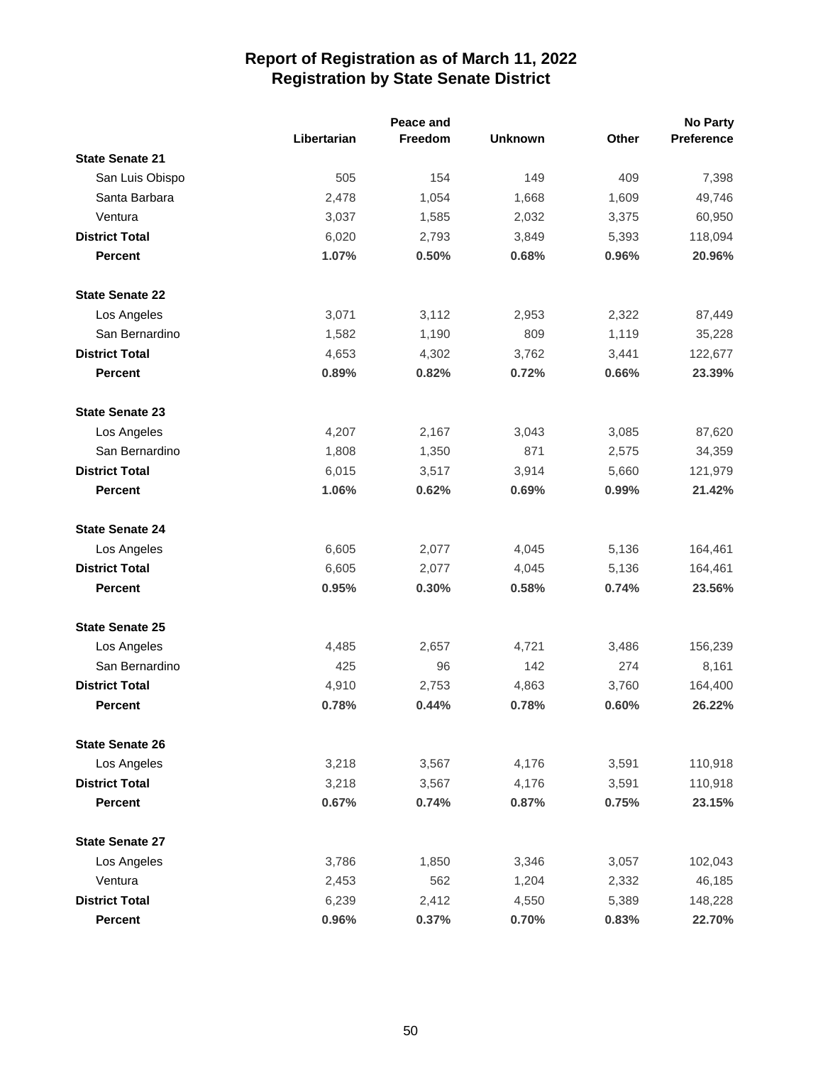# Report of Registration as of March 11, 2022
## Registration by State Senate District

| | Libertarian | Peace and Freedom | Unknown | Other | No Party Preference |
|---|---|---|---|---|---|
| **State Senate 21** | | | | | |
| San Luis Obispo | 505 | 154 | 149 | 409 | 7,398 |
| Santa Barbara | 2,478 | 1,054 | 1,668 | 1,609 | 49,746 |
| Ventura | 3,037 | 1,585 | 2,032 | 3,375 | 60,950 |
| **District Total** | 6,020 | 2,793 | 3,849 | 5,393 | 118,094 |
| **Percent** | **1.07%** | **0.50%** | **0.68%** | **0.96%** | **20.96%** |
| **State Senate 22** | | | | | |
| Los Angeles | 3,071 | 3,112 | 2,953 | 2,322 | 87,449 |
| San Bernardino | 1,582 | 1,190 | 809 | 1,119 | 35,228 |
| **District Total** | 4,653 | 4,302 | 3,762 | 3,441 | 122,677 |
| **Percent** | **0.89%** | **0.82%** | **0.72%** | **0.66%** | **23.39%** |
| **State Senate 23** | | | | | |
| Los Angeles | 4,207 | 2,167 | 3,043 | 3,085 | 87,620 |
| San Bernardino | 1,808 | 1,350 | 871 | 2,575 | 34,359 |
| **District Total** | 6,015 | 3,517 | 3,914 | 5,660 | 121,979 |
| **Percent** | **1.06%** | **0.62%** | **0.69%** | **0.99%** | **21.42%** |
| **State Senate 24** | | | | | |
| Los Angeles | 6,605 | 2,077 | 4,045 | 5,136 | 164,461 |
| **District Total** | 6,605 | 2,077 | 4,045 | 5,136 | 164,461 |
| **Percent** | **0.95%** | **0.30%** | **0.58%** | **0.74%** | **23.56%** |
| **State Senate 25** | | | | | |
| Los Angeles | 4,485 | 2,657 | 4,721 | 3,486 | 156,239 |
| San Bernardino | 425 | 96 | 142 | 274 | 8,161 |
| **District Total** | 4,910 | 2,753 | 4,863 | 3,760 | 164,400 |
| **Percent** | **0.78%** | **0.44%** | **0.78%** | **0.60%** | **26.22%** |
| **State Senate 26** | | | | | |
| Los Angeles | 3,218 | 3,567 | 4,176 | 3,591 | 110,918 |
| **District Total** | 3,218 | 3,567 | 4,176 | 3,591 | 110,918 |
| **Percent** | **0.67%** | **0.74%** | **0.87%** | **0.75%** | **23.15%** |
| **State Senate 27** | | | | | |
| Los Angeles | 3,786 | 1,850 | 3,346 | 3,057 | 102,043 |
| Ventura | 2,453 | 562 | 1,204 | 2,332 | 46,185 |
| **District Total** | 6,239 | 2,412 | 4,550 | 5,389 | 148,228 |
| **Percent** | **0.96%** | **0.37%** | **0.70%** | **0.83%** | **22.70%** |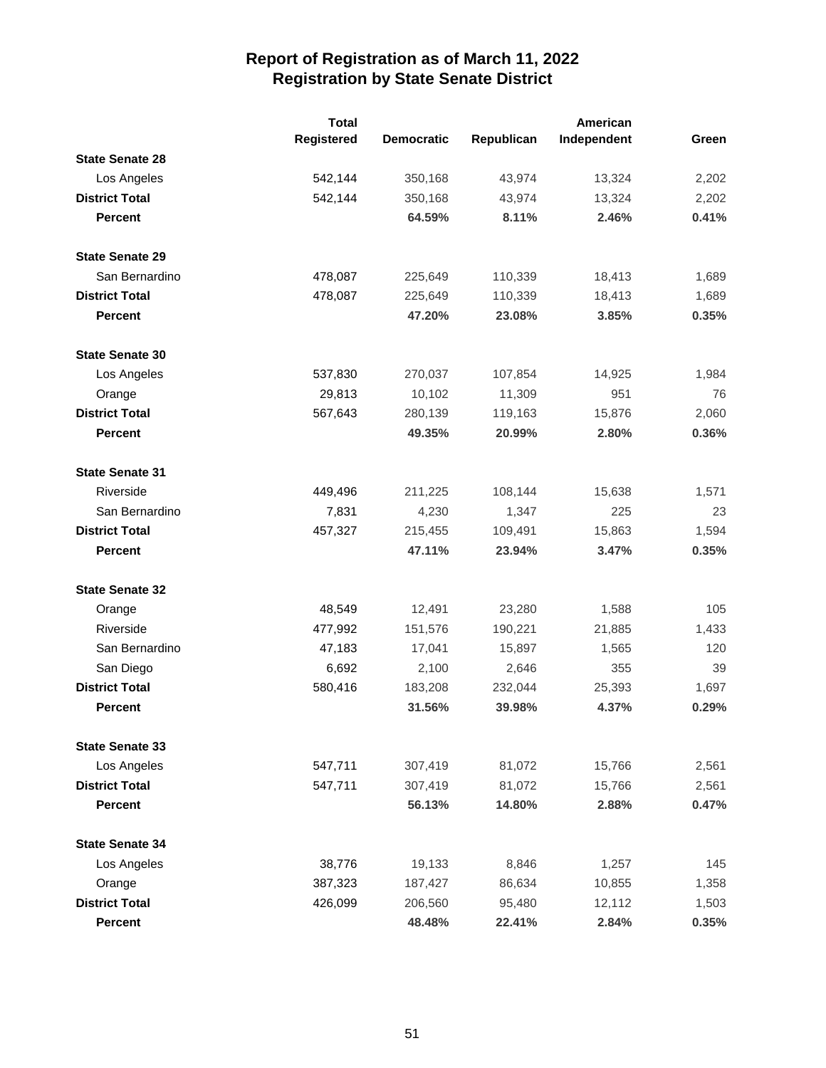# Report of Registration as of March 11, 2022
## Registration by State Senate District

| | Total Registered | Democratic | Republican | American Independent | Green |
|---|---|---|---|---|---|
| **State Senate 28** | | | | | |
| Los Angeles | 542,144 | 350,168 | 43,974 | 13,324 | 2,202 |
| **District Total** | 542,144 | 350,168 | 43,974 | 13,324 | 2,202 |
| **Percent** | | **64.59%** | **8.11%** | **2.46%** | **0.41%** |
| **State Senate 29** | | | | | |
| San Bernardino | 478,087 | 225,649 | 110,339 | 18,413 | 1,689 |
| **District Total** | 478,087 | 225,649 | 110,339 | 18,413 | 1,689 |
| **Percent** | | **47.20%** | **23.08%** | **3.85%** | **0.35%** |
| **State Senate 30** | | | | | |
| Los Angeles | 537,830 | 270,037 | 107,854 | 14,925 | 1,984 |
| Orange | 29,813 | 10,102 | 11,309 | 951 | 76 |
| **District Total** | 567,643 | 280,139 | 119,163 | 15,876 | 2,060 |
| **Percent** | | **49.35%** | **20.99%** | **2.80%** | **0.36%** |
| **State Senate 31** | | | | | |
| Riverside | 449,496 | 211,225 | 108,144 | 15,638 | 1,571 |
| San Bernardino | 7,831 | 4,230 | 1,347 | 225 | 23 |
| **District Total** | 457,327 | 215,455 | 109,491 | 15,863 | 1,594 |
| **Percent** | | **47.11%** | **23.94%** | **3.47%** | **0.35%** |
| **State Senate 32** | | | | | |
| Orange | 48,549 | 12,491 | 23,280 | 1,588 | 105 |
| Riverside | 477,992 | 151,576 | 190,221 | 21,885 | 1,433 |
| San Bernardino | 47,183 | 17,041 | 15,897 | 1,565 | 120 |
| San Diego | 6,692 | 2,100 | 2,646 | 355 | 39 |
| **District Total** | 580,416 | 183,208 | 232,044 | 25,393 | 1,697 |
| **Percent** | | **31.56%** | **39.98%** | **4.37%** | **0.29%** |
| **State Senate 33** | | | | | |
| Los Angeles | 547,711 | 307,419 | 81,072 | 15,766 | 2,561 |
| **District Total** | 547,711 | 307,419 | 81,072 | 15,766 | 2,561 |
| **Percent** | | **56.13%** | **14.80%** | **2.88%** | **0.47%** |
| **State Senate 34** | | | | | |
| Los Angeles | 38,776 | 19,133 | 8,846 | 1,257 | 145 |
| Orange | 387,323 | 187,427 | 86,634 | 10,855 | 1,358 |
| **District Total** | 426,099 | 206,560 | 95,480 | 12,112 | 1,503 |
| **Percent** | | **48.48%** | **22.41%** | **2.84%** | **0.35%** |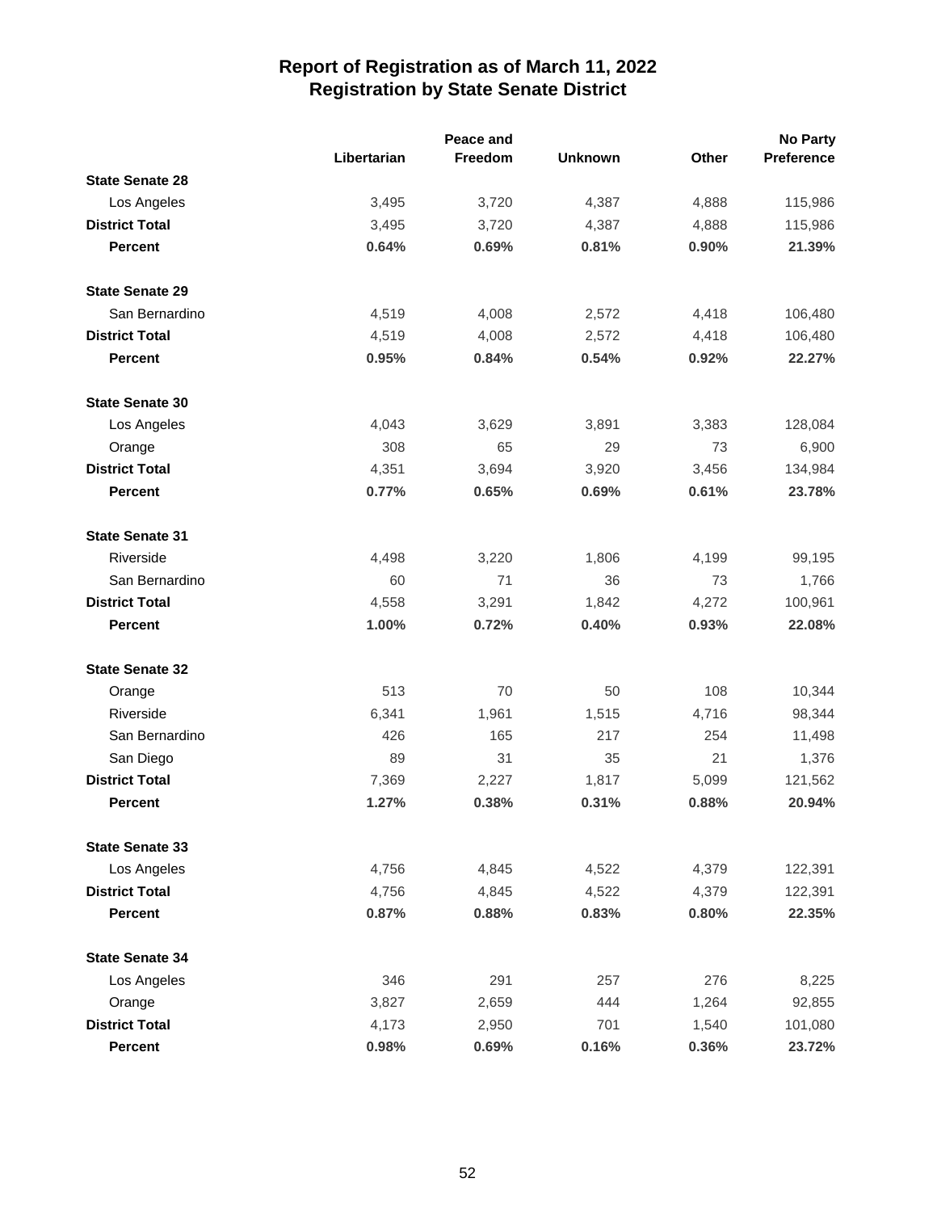# Report of Registration as of March 11, 2022
## Registration by State Senate District

| | Libertarian | Peace and Freedom | Unknown | Other | No Party Preference |
|---|---|---|---|---|---|
| **State Senate 28** | | | | | |
| Los Angeles | 3,495 | 3,720 | 4,387 | 4,888 | 115,986 |
| **District Total** | 3,495 | 3,720 | 4,387 | 4,888 | 115,986 |
| **Percent** | **0.64%** | **0.69%** | **0.81%** | **0.90%** | **21.39%** |
| **State Senate 29** | | | | | |
| San Bernardino | 4,519 | 4,008 | 2,572 | 4,418 | 106,480 |
| **District Total** | 4,519 | 4,008 | 2,572 | 4,418 | 106,480 |
| **Percent** | **0.95%** | **0.84%** | **0.54%** | **0.92%** | **22.27%** |
| **State Senate 30** | | | | | |
| Los Angeles | 4,043 | 3,629 | 3,891 | 3,383 | 128,084 |
| Orange | 308 | 65 | 29 | 73 | 6,900 |
| **District Total** | 4,351 | 3,694 | 3,920 | 3,456 | 134,984 |
| **Percent** | **0.77%** | **0.65%** | **0.69%** | **0.61%** | **23.78%** |
| **State Senate 31** | | | | | |
| Riverside | 4,498 | 3,220 | 1,806 | 4,199 | 99,195 |
| San Bernardino | 60 | 71 | 36 | 73 | 1,766 |
| **District Total** | 4,558 | 3,291 | 1,842 | 4,272 | 100,961 |
| **Percent** | **1.00%** | **0.72%** | **0.40%** | **0.93%** | **22.08%** |
| **State Senate 32** | | | | | |
| Orange | 513 | 70 | 50 | 108 | 10,344 |
| Riverside | 6,341 | 1,961 | 1,515 | 4,716 | 98,344 |
| San Bernardino | 426 | 165 | 217 | 254 | 11,498 |
| San Diego | 89 | 31 | 35 | 21 | 1,376 |
| **District Total** | 7,369 | 2,227 | 1,817 | 5,099 | 121,562 |
| **Percent** | **1.27%** | **0.38%** | **0.31%** | **0.88%** | **20.94%** |
| **State Senate 33** | | | | | |
| Los Angeles | 4,756 | 4,845 | 4,522 | 4,379 | 122,391 |
| **District Total** | 4,756 | 4,845 | 4,522 | 4,379 | 122,391 |
| **Percent** | **0.87%** | **0.88%** | **0.83%** | **0.80%** | **22.35%** |
| **State Senate 34** | | | | | |
| Los Angeles | 346 | 291 | 257 | 276 | 8,225 |
| Orange | 3,827 | 2,659 | 444 | 1,264 | 92,855 |
| **District Total** | 4,173 | 2,950 | 701 | 1,540 | 101,080 |
| **Percent** | **0.98%** | **0.69%** | **0.16%** | **0.36%** | **23.72%** |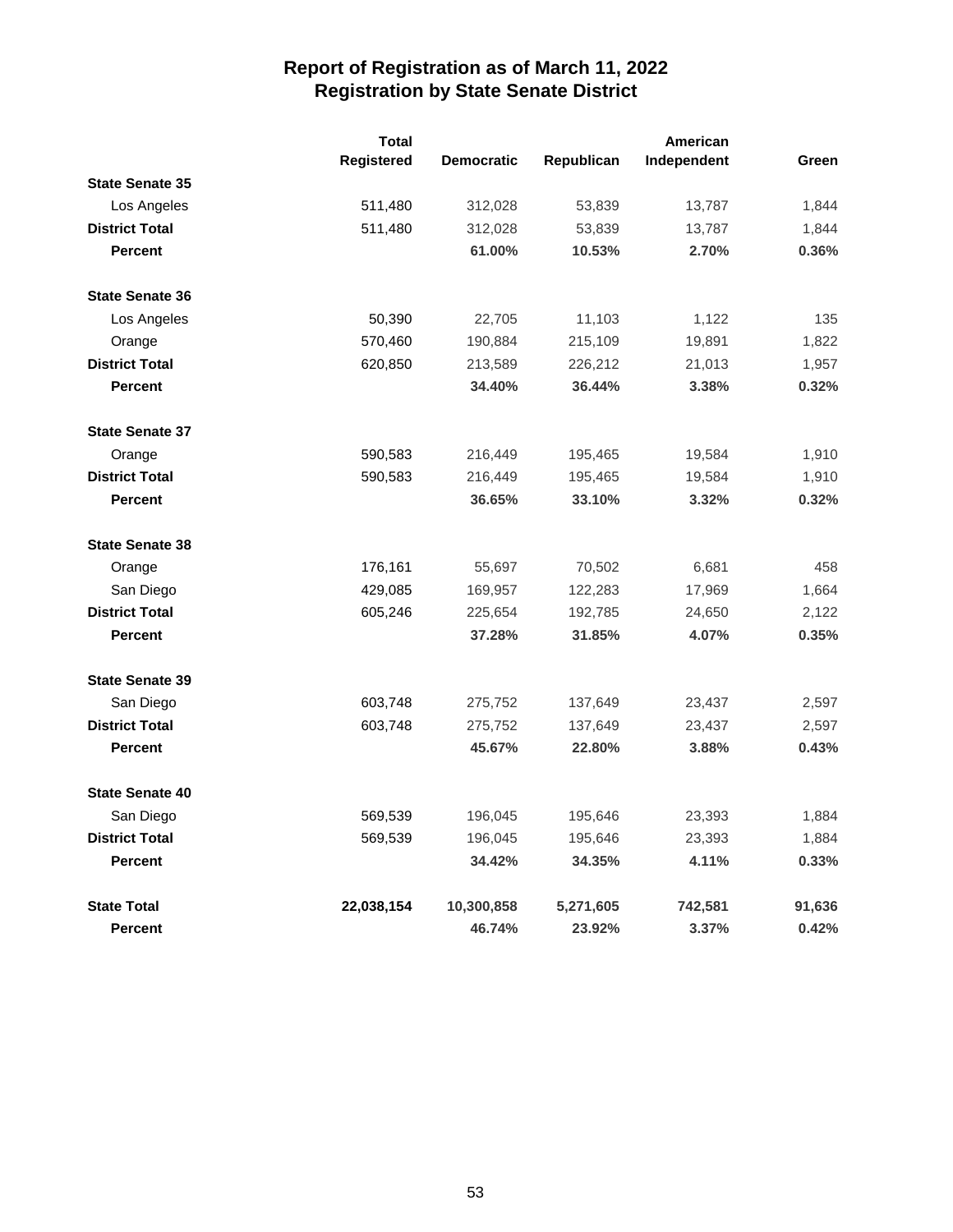# Report of Registration as of March 11, 2022
## Registration by State Senate District

| | Total Registered | Democratic | Republican | American Independent | Green |
|---|---|---|---|---|---|
| **State Senate 35** | | | | | |
| Los Angeles | 511,480 | 312,028 | 53,839 | 13,787 | 1,844 |
| **District Total** | 511,480 | 312,028 | 53,839 | 13,787 | 1,844 |
| **Percent** | | **61.00%** | **10.53%** | **2.70%** | **0.36%** |
| **State Senate 36** | | | | | |
| Los Angeles | 50,390 | 22,705 | 11,103 | 1,122 | 135 |
| Orange | 570,460 | 190,884 | 215,109 | 19,891 | 1,822 |
| **District Total** | 620,850 | 213,589 | 226,212 | 21,013 | 1,957 |
| **Percent** | | **34.40%** | **36.44%** | **3.38%** | **0.32%** |
| **State Senate 37** | | | | | |
| Orange | 590,583 | 216,449 | 195,465 | 19,584 | 1,910 |
| **District Total** | 590,583 | 216,449 | 195,465 | 19,584 | 1,910 |
| **Percent** | | **36.65%** | **33.10%** | **3.32%** | **0.32%** |
| **State Senate 38** | | | | | |
| Orange | 176,161 | 55,697 | 70,502 | 6,681 | 458 |
| San Diego | 429,085 | 169,957 | 122,283 | 17,969 | 1,664 |
| **District Total** | 605,246 | 225,654 | 192,785 | 24,650 | 2,122 |
| **Percent** | | **37.28%** | **31.85%** | **4.07%** | **0.35%** |
| **State Senate 39** | | | | | |
| San Diego | 603,748 | 275,752 | 137,649 | 23,437 | 2,597 |
| **District Total** | 603,748 | 275,752 | 137,649 | 23,437 | 2,597 |
| **Percent** | | **45.67%** | **22.80%** | **3.88%** | **0.43%** |
| **State Senate 40** | | | | | |
| San Diego | 569,539 | 196,045 | 195,646 | 23,393 | 1,884 |
| **District Total** | 569,539 | 196,045 | 195,646 | 23,393 | 1,884 |
| **Percent** | | **34.42%** | **34.35%** | **4.11%** | **0.33%** |
| **State Total** | **22,038,154** | **10,300,858** | **5,271,605** | **742,581** | **91,636** |
| **Percent** | | **46.74%** | **23.92%** | **3.37%** | **0.42%** |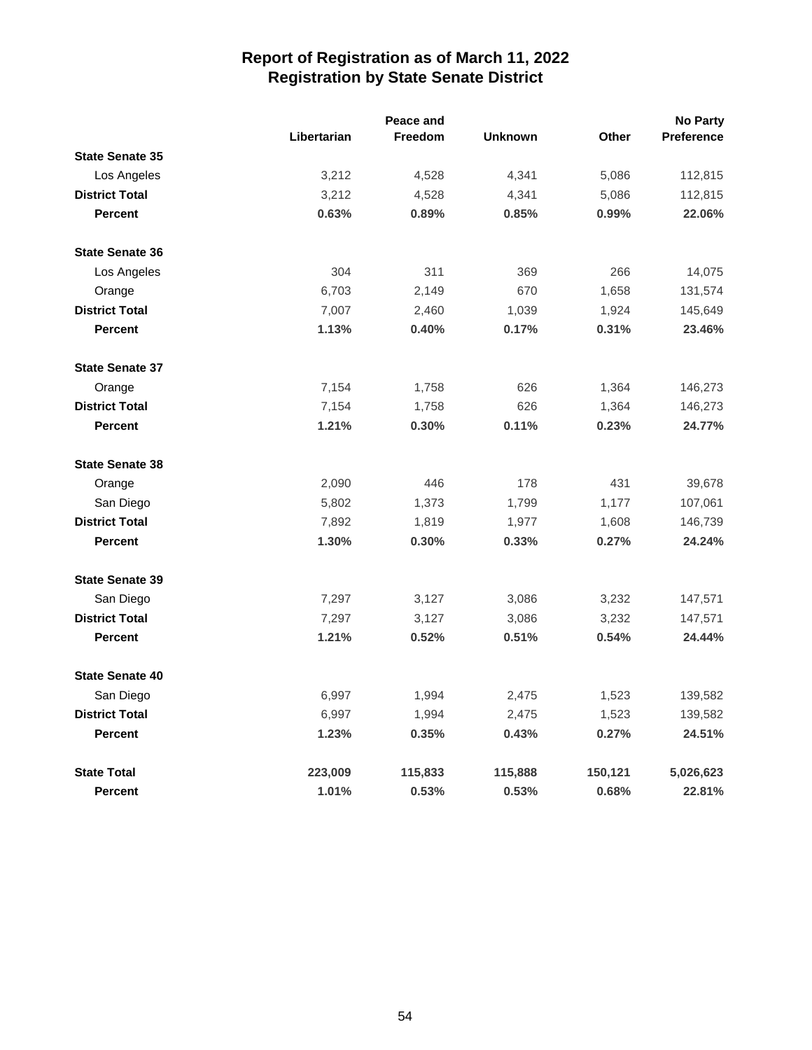# Report of Registration as of March 11, 2022
## Registration by State Senate District

| | Libertarian | Peace and Freedom | Unknown | Other | No Party Preference |
|---|---|---|---|---|---|
| **State Senate 35** | | | | | |
| Los Angeles | 3,212 | 4,528 | 4,341 | 5,086 | 112,815 |
| **District Total** | 3,212 | 4,528 | 4,341 | 5,086 | 112,815 |
| **Percent** | **0.63%** | **0.89%** | **0.85%** | **0.99%** | **22.06%** |
| **State Senate 36** | | | | | |
| Los Angeles | 304 | 311 | 369 | 266 | 14,075 |
| Orange | 6,703 | 2,149 | 670 | 1,658 | 131,574 |
| **District Total** | 7,007 | 2,460 | 1,039 | 1,924 | 145,649 |
| **Percent** | **1.13%** | **0.40%** | **0.17%** | **0.31%** | **23.46%** |
| **State Senate 37** | | | | | |
| Orange | 7,154 | 1,758 | 626 | 1,364 | 146,273 |
| **District Total** | 7,154 | 1,758 | 626 | 1,364 | 146,273 |
| **Percent** | **1.21%** | **0.30%** | **0.11%** | **0.23%** | **24.77%** |
| **State Senate 38** | | | | | |
| Orange | 2,090 | 446 | 178 | 431 | 39,678 |
| San Diego | 5,802 | 1,373 | 1,799 | 1,177 | 107,061 |
| **District Total** | 7,892 | 1,819 | 1,977 | 1,608 | 146,739 |
| **Percent** | **1.30%** | **0.30%** | **0.33%** | **0.27%** | **24.24%** |
| **State Senate 39** | | | | | |
| San Diego | 7,297 | 3,127 | 3,086 | 3,232 | 147,571 |
| **District Total** | 7,297 | 3,127 | 3,086 | 3,232 | 147,571 |
| **Percent** | **1.21%** | **0.52%** | **0.51%** | **0.54%** | **24.44%** |
| **State Senate 40** | | | | | |
| San Diego | 6,997 | 1,994 | 2,475 | 1,523 | 139,582 |
| **District Total** | 6,997 | 1,994 | 2,475 | 1,523 | 139,582 |
| **Percent** | **1.23%** | **0.35%** | **0.43%** | **0.27%** | **24.51%** |
| **State Total** | **223,009** | **115,833** | **115,888** | **150,121** | **5,026,623** |
| **Percent** | **1.01%** | **0.53%** | **0.53%** | **0.68%** | **22.81%** |